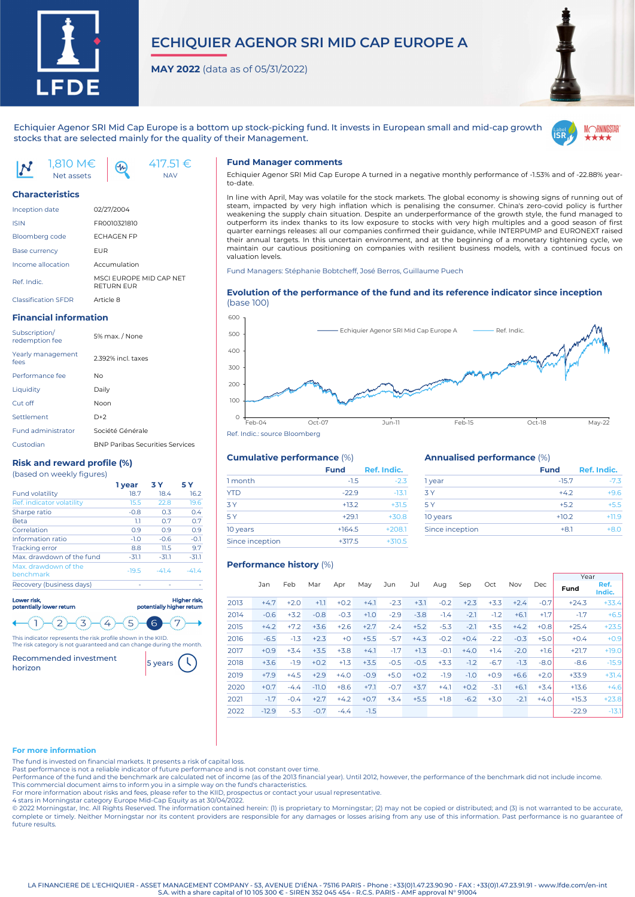# ECHIQUIER AGENOR SRI MID CAP EUROPE A

**MAY 2022** (data as of 05/31/2022)

Echiquier Agenor SRI Mid Cap Europe is a bottom up stock-picking fund. It invests in European small and mid-cap growth stocks that are selected mainly for the quality of their Management.

1,810 M€ Net assets

417.51 € NAV

## Characteristics

| | |
|---|---|
| Inception date | 02/27/2004 |
| ISIN | FR0010321810 |
| Bloomberg code | ECHAGEN FP |
| Base currency | EUR |
| Income allocation | Accumulation |
| Ref. Indic. | MSCI EUROPE MID CAP NET RETURN EUR |
| Classification SFDR | Article 8 |

## Financial information

| | |
|---|---|
| Subscription/ redemption fee | 5% max. / None |
| Yearly management fees | 2.392% incl. taxes |
| Performance fee | No |
| Liquidity | Daily |
| Cut off | Noon |
| Settlement | D+2 |
| Fund administrator | Société Générale |
| Custodian | BNP Paribas Securities Services |

## Risk and reward profile (%)

(based on weekly figures)

| | 1 year | 3 Y | 5 Y |
|---|---|---|---|
| Fund volatility | 18.7 | 18.4 | 16.2 |
| Ref. indicator volatility | 15.5 | 22.8 | 19.6 |
| Sharpe ratio | -0.8 | 0.3 | 0.4 |
| Beta | 1.1 | 0.7 | 0.7 |
| Correlation | 0.9 | 0.9 | 0.9 |
| Information ratio | -1.0 | -0.6 | -0.1 |
| Tracking error | 8.8 | 11.5 | 9.7 |
| Max. drawdown of the fund | -31.1 | -31.1 | -31.1 |
| Max. drawdown of the benchmark | -19.5 | -41.4 | -41.4 |
| Recovery (business days) | - | - | - |

Lower risk, potentially lower return — Higher risk, potentially higher return

1 2 3 4 5 **6** 7

This indicator represents the risk profile shown in the KIID.
The risk category is not guaranteed and can change during the month.

Recommended investment horizon: 5 years

## Fund Manager comments

Echiquier Agenor SRI Mid Cap Europe A turned in a negative monthly performance of -1.53% and of -22.88% year-to-date.

In line with April, May was volatile for the stock markets. The global economy is showing signs of running out of steam, impacted by very high inflation which is penalising the consumer. China's zero-covid policy is further weakening the supply chain situation. Despite an underperformance of the growth style, the fund managed to outperform its index thanks to its low exposure to stocks with very high multiples and a good season of first quarter earnings releases: all our companies confirmed their guidance, while INTERPUMP and EURONEXT raised their annual targets. In this uncertain environment, and at the beginning of a monetary tightening cycle, we maintain our cautious positioning on companies with resilient business models, with a continued focus on valuation levels.

Fund Managers: Stéphanie Bobtcheff, José Berros, Guillaume Puech

## Evolution of the performance of the fund and its reference indicator since inception

(base 100)

Ref. Indic.: source Bloomberg

## Cumulative performance (%)

| | Fund | Ref. Indic. |
|---|---|---|
| 1 month | -1.5 | -2.3 |
| YTD | -22.9 | -13.1 |
| 3 Y | +13.2 | +31.5 |
| 5 Y | +29.1 | +30.8 |
| 10 years | +164.5 | +208.1 |
| Since inception | +317.5 | +310.5 |

## Annualised performance (%)

| | Fund | Ref. Indic. |
|---|---|---|
| 1 year | -15.7 | -7.3 |
| 3 Y | +4.2 | +9.6 |
| 5 Y | +5.2 | +5.5 |
| 10 years | +10.2 | +11.9 |
| Since inception | +8.1 | +8.0 |

## Performance history (%)

| | Jan | Feb | Mar | Apr | May | Jun | Jul | Aug | Sep | Oct | Nov | Dec | Year Fund | Year Ref. Indic. |
|---|---|---|---|---|---|---|---|---|---|---|---|---|---|---|
| 2013 | +4.7 | +2.0 | +1.1 | +0.2 | +4.1 | -2.3 | +3.1 | -0.2 | +2.3 | +3.3 | +2.4 | -0.7 | +24.3 | +33.4 |
| 2014 | -0.6 | +3.2 | -0.8 | -0.3 | +1.0 | -2.9 | -3.8 | -1.4 | -2.1 | -1.2 | +6.1 | +1.7 | -1.7 | +6.5 |
| 2015 | +4.2 | +7.2 | +3.6 | +2.6 | +2.7 | -2.4 | +5.2 | -5.3 | -2.1 | +3.5 | +4.2 | +0.8 | +25.4 | +23.5 |
| 2016 | -6.5 | -1.3 | +2.3 | +0 | +5.5 | -5.7 | +4.3 | -0.2 | +0.4 | -2.2 | -0.3 | +5.0 | +0.4 | +0.9 |
| 2017 | +0.9 | +3.4 | +3.5 | +3.8 | +4.1 | -1.7 | +1.3 | -0.1 | +4.0 | +1.4 | -2.0 | +1.6 | +21.7 | +19.0 |
| 2018 | +3.6 | -1.9 | +0.2 | +1.3 | +3.5 | -0.5 | -0.5 | +3.3 | -1.2 | -6.7 | -1.3 | -8.0 | -8.6 | -15.9 |
| 2019 | +7.9 | +4.5 | +2.9 | +4.0 | -0.9 | +5.0 | +0.2 | -1.9 | -1.0 | +0.9 | +6.6 | +2.0 | +33.9 | +31.4 |
| 2020 | +0.7 | -4.4 | -11.0 | +8.6 | +7.1 | -0.7 | +3.7 | +4.1 | +0.2 | -3.1 | +6.1 | +3.4 | +13.6 | +4.6 |
| 2021 | -1.7 | -0.4 | +2.7 | +4.2 | +0.7 | +3.4 | +5.5 | +1.8 | -6.2 | +3.0 | -2.1 | +4.0 | +15.3 | +23.8 |
| 2022 | -12.9 | -5.3 | -0.7 | -4.4 | -1.5 | | | | | | | | -22.9 | -13.1 |

## For more information

The fund is invested on financial markets. It presents a risk of capital loss.
Past performance is not a reliable indicator of future performance and is not constant over time.
Performance of the fund and the benchmark are calculated net of income (as of the 2013 financial year). Until 2012, however, the performance of the benchmark did not include income.
This commercial document aims to inform you in a simple way on the fund's characteristics.
For more information about risks and fees, please refer to the KIID, prospectus or contact your usual representative.
4 stars in Morningstar category Europe Mid-Cap Equity as at 30/04/2022.
© 2022 Morningstar, Inc. All Rights Reserved. The information contained herein: (1) is proprietary to Morningstar; (2) may not be copied or distributed; and (3) is not warranted to be accurate, complete or timely. Neither Morningstar nor its content providers are responsible for any damages or losses arising from any use of this information. Past performance is no guarantee of future results.

LA FINANCIERE DE L'ECHIQUIER - ASSET MANAGEMENT COMPANY - 53, AVENUE D'IÉNA - 75116 PARIS - Phone : +33(0)1.47.23.90.90 - FAX : +33(0)1.47.23.91.91 - www.lfde.com/en-int
S.A. with a share capital of 10 105 300 € - SIREN 352 045 454 - R.C.S. PARIS - AMF approval N° 91004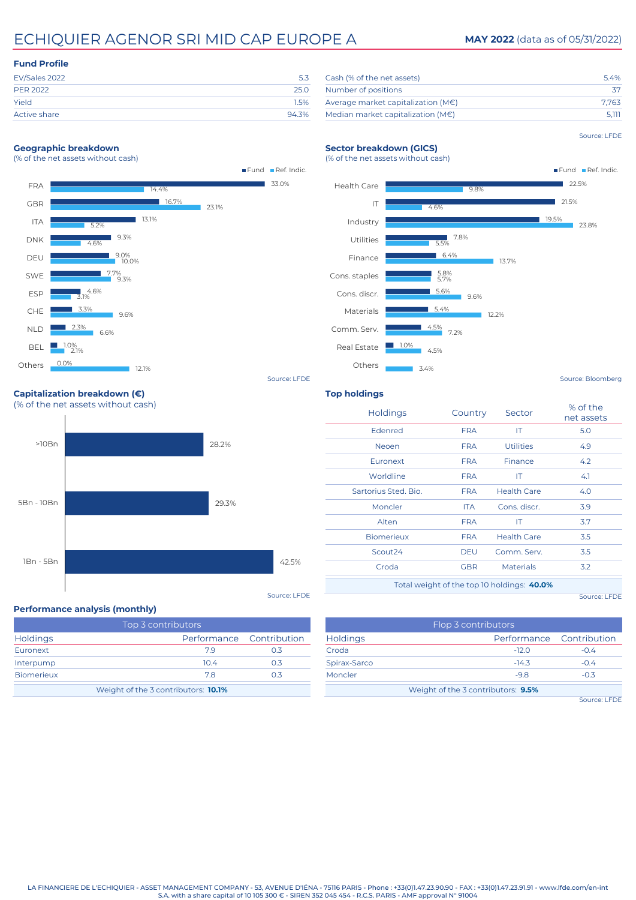# ECHIQUIER AGENOR SRI MID CAP EUROPE A

**MAY 2022** (data as of 05/31/2022)

## Fund Profile

| | |
|---|---|
| EV/Sales 2022 | 5.3 |
| PER 2022 | 25.0 |
| Yield | 1.5% |
| Active share | 94.3% |

| | |
|---|---|
| Cash (% of the net assets) | 5.4% |
| Number of positions | 37 |
| Average market capitalization (M€) | 7,763 |
| Median market capitalization (M€) | 5,111 |

Source: LFDE

## Geographic breakdown

(% of the net assets without cash)

| | Fund | Ref. Indic. |
|---|---|---|
| FRA | 33.0% | 14.4% |
| GBR | 16.7% | 23.1% |
| ITA | 13.1% | 5.2% |
| DNK | 9.3% | 4.6% |
| DEU | 9.0% | 10.0% |
| SWE | 7.7% | 9.3% |
| ESP | 4.6% | 3.1% |
| CHE | 3.3% | 9.6% |
| NLD | 2.3% | 6.6% |
| BEL | 1.0% | 2.1% |
| Others | 0.0% | 12.1% |

Source: LFDE

## Sector breakdown (GICS)

(% of the net assets without cash)

| | Fund | Ref. Indic. |
|---|---|---|
| Health Care | 22.5% | 9.8% |
| IT | 21.5% | 4.6% |
| Industry | 19.5% | 23.8% |
| Utilities | 7.8% | 5.5% |
| Finance | 6.4% | 13.7% |
| Cons. staples | 5.8% | 5.7% |
| Cons. discr. | 5.6% | 9.6% |
| Materials | 5.4% | 12.2% |
| Comm. Serv. | 4.5% | 7.2% |
| Real Estate | 1.0% | 4.5% |
| Others | | 3.4% |

Source: Bloomberg

## Capitalization breakdown (€)

(% of the net assets without cash)

| | |
|---|---|
| >10Bn | 28.2% |
| 5Bn - 10Bn | 29.3% |
| 1Bn - 5Bn | 42.5% |

Source: LFDE

## Top holdings

| Holdings | Country | Sector | % of the net assets |
|---|---|---|---|
| Edenred | FRA | IT | 5.0 |
| Neoen | FRA | Utilities | 4.9 |
| Euronext | FRA | Finance | 4.2 |
| Worldline | FRA | IT | 4.1 |
| Sartorius Sted. Bio. | FRA | Health Care | 4.0 |
| Moncler | ITA | Cons. discr. | 3.9 |
| Alten | FRA | IT | 3.7 |
| Biomerieux | FRA | Health Care | 3.5 |
| Scout24 | DEU | Comm. Serv. | 3.5 |
| Croda | GBR | Materials | 3.2 |

Total weight of the top 10 holdings: **40.0%**

Source: LFDE

## Performance analysis (monthly)

| Top 3 contributors | | |
|---|---|---|
| Holdings | Performance | Contribution |
| Euronext | 7.9 | 0.3 |
| Interpump | 10.4 | 0.3 |
| Biomerieux | 7.8 | 0.3 |

Weight of the 3 contributors: **10.1%**

| Flop 3 contributors | | |
|---|---|---|
| Holdings | Performance | Contribution |
| Croda | -12.0 | -0.4 |
| Spirax-Sarco | -14.3 | -0.4 |
| Moncler | -9.8 | -0.3 |

Weight of the 3 contributors: **9.5%**

Source: LFDE

LA FINANCIERE DE L'ECHIQUIER - ASSET MANAGEMENT COMPANY - 53, AVENUE D'IÉNA - 75116 PARIS - Phone : +33(0)1.47.23.90.90 - FAX : +33(0)1.47.23.91.91 - www.lfde.com/en-int
S.A. with a share capital of 10 105 300 € - SIREN 352 045 454 - R.C.S. PARIS - AMF approval N° 91004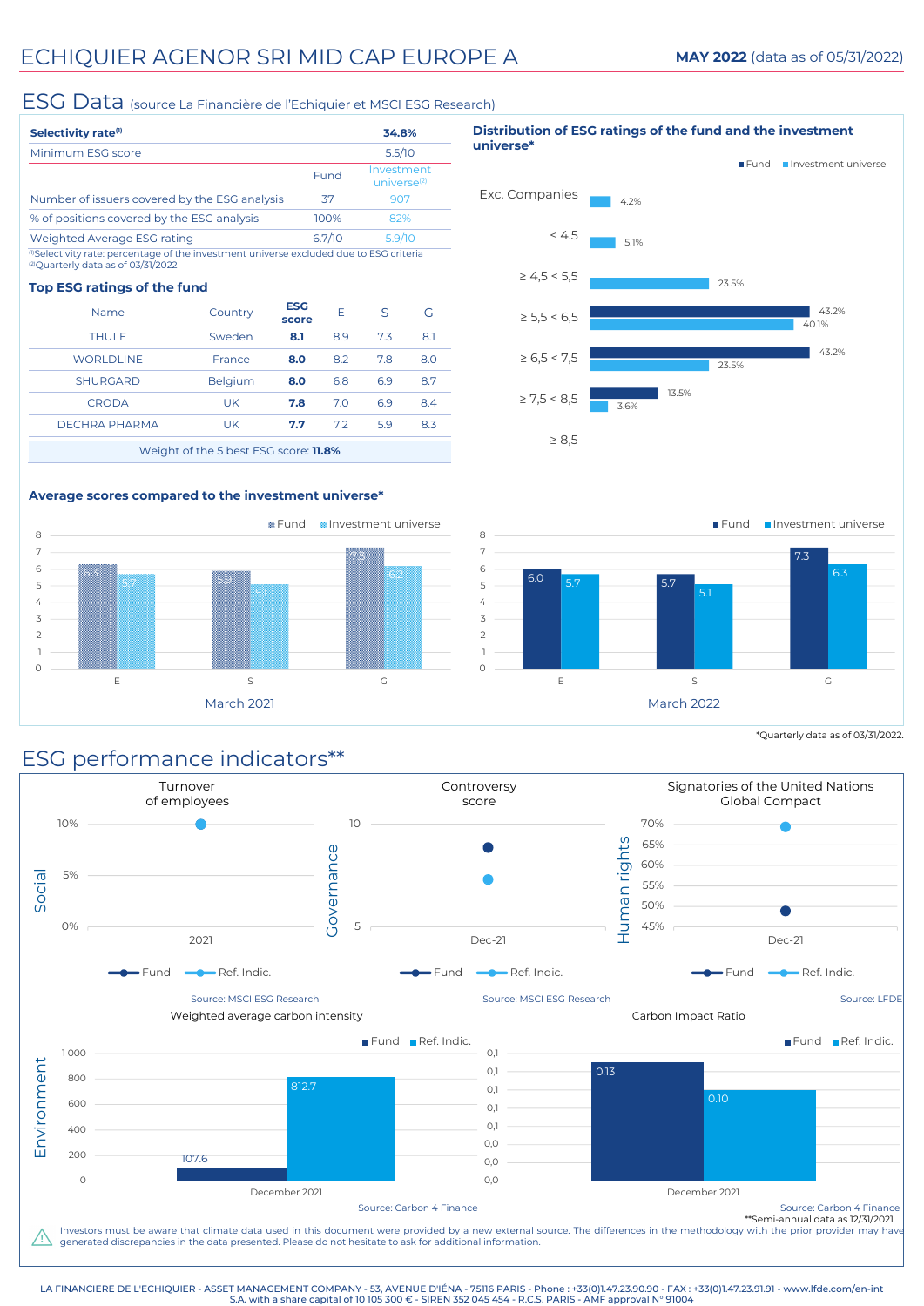# ECHIQUIER AGENOR SRI MID CAP EUROPE A

**MAY 2022** (data as of 05/31/2022)

## ESG Data (source La Financière de l'Echiquier et MSCI ESG Research)

| **Selectivity rate[(1)]** | | **34.8%** |
|---|---|---|
| Minimum ESG score | | 5.5/10 |
| | Fund | Investment universe[(2)] |
| Number of issuers covered by the ESG analysis | 37 | 907 |
| % of positions covered by the ESG analysis | 100% | 82% |
| Weighted Average ESG rating | 6.7/10 | 5.9/10 |

(1)Selectivity rate: percentage of the investment universe excluded due to ESG criteria
(2)Quarterly data as of 03/31/2022

### Top ESG ratings of the fund

| Name | Country | ESG score | E | S | G |
|---|---|---|---|---|---|
| THULE | Sweden | **8.1** | 8.9 | 7.3 | 8.1 |
| WORLDLINE | France | **8.0** | 8.2 | 7.8 | 8.0 |
| SHURGARD | Belgium | **8.0** | 6.8 | 6.9 | 8.7 |
| CRODA | UK | **7.8** | 7.0 | 6.9 | 8.4 |
| DECHRA PHARMA | UK | **7.7** | 7.2 | 5.9 | 8.3 |

Weight of the 5 best ESG score: **11.8%**

### Distribution of ESG ratings of the fund and the investment universe*

| | Fund | Investment universe |
|---|---|---|
| Exc. Companies | | 4.2% |
| < 4.5 | | 5.1% |
| ≥ 4,5 < 5,5 | | 23.5% |
| ≥ 5,5 < 6,5 | 43.2% | 40.1% |
| ≥ 6,5 < 7,5 | 43.2% | 23.5% |
| ≥ 7,5 < 8,5 | 13.5% | 3.6% |
| ≥ 8,5 | | |

### Average scores compared to the investment universe*

March 2021

| | Fund | Investment universe |
|---|---|---|
| E | 6.3 | 5.7 |
| S | 5.9 | 5.1 |
| G | 7.3 | 6.2 |

March 2022

| | Fund | Investment universe |
|---|---|---|
| E | 6.0 | 5.7 |
| S | 5.7 | 5.1 |
| G | 7.3 | 6.3 |

*Quarterly data as of 03/31/2022.

## ESG performance indicators**

**Social – Turnover of employees** (2021): Fund / Ref. Indic. (Ref. Indic. ≈ 10%)

Source: MSCI ESG Research

**Governance – Controversy score** (Dec-21): Fund / Ref. Indic.

Source: MSCI ESG Research

**Human rights – Signatories of the United Nations Global Compact** (Dec-21): Fund / Ref. Indic.

Source: LFDE

**Environment – Weighted average carbon intensity**

| | Fund | Ref. Indic. |
|---|---|---|
| December 2021 | 107.6 | 812.7 |

Source: Carbon 4 Finance

**Carbon Impact Ratio**

| | Fund | Ref. Indic. |
|---|---|---|
| December 2021 | 0.13 | 0.10 |

Source: Carbon 4 Finance

**Semi-annual data as 12/31/2021.

Investors must be aware that climate data used in this document were provided by a new external source. The differences in the methodology with the prior provider may have generated discrepancies in the data presented. Please do not hesitate to ask for additional information.

LA FINANCIERE DE L'ECHIQUIER - ASSET MANAGEMENT COMPANY - 53, AVENUE D'IÉNA - 75116 PARIS - Phone : +33(0)1.47.23.90.90 - FAX : +33(0)1.47.23.91.91 - www.lfde.com/en-int
S.A. with a share capital of 10 105 300 € - SIREN 352 045 454 - R.C.S. PARIS - AMF approval N° 91004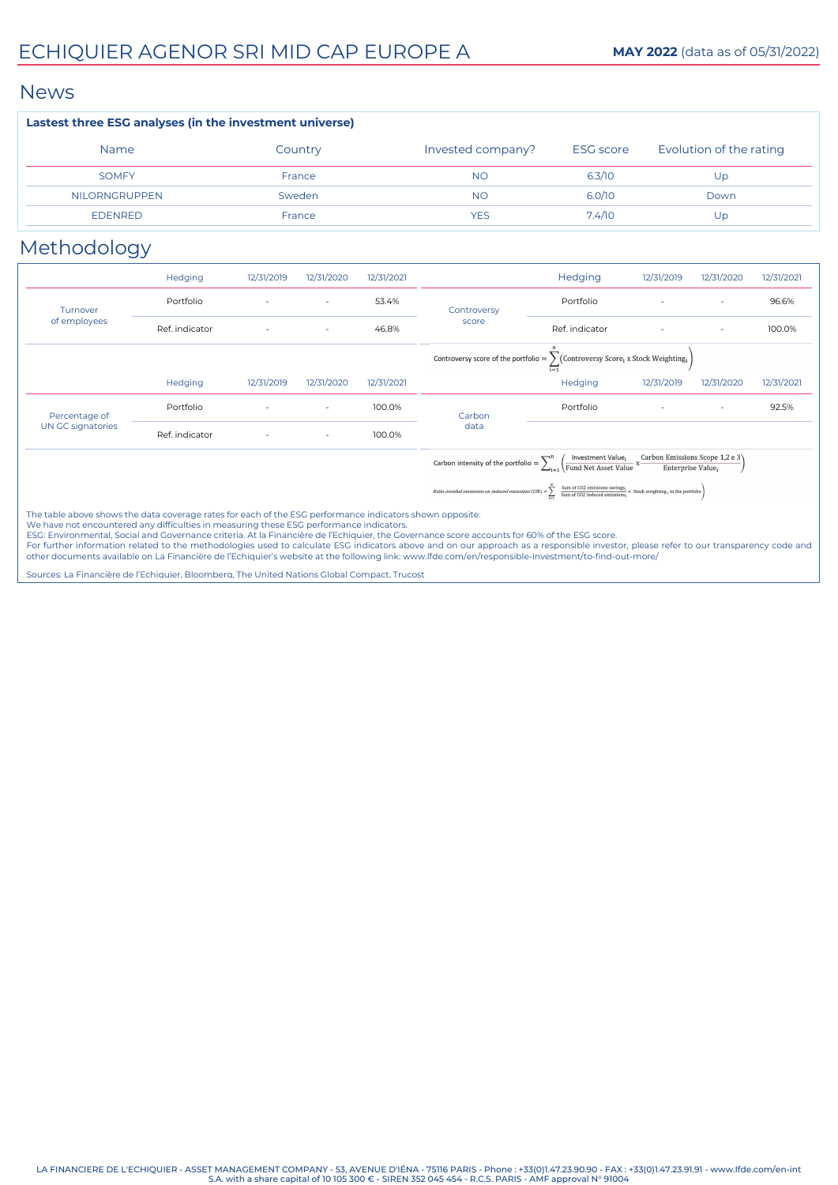# ECHIQUIER AGENOR SRI MID CAP EUROPE A

**MAY 2022** (data as of 05/31/2022)

## News

**Lastest three ESG analyses (in the investment universe)**

| Name | Country | Invested company? | ESG score | Evolution of the rating |
|---|---|---|---|---|
| SOMFY | France | NO | 6.3/10 | Up |
| NILORNGRUPPEN | Sweden | NO | 6.0/10 | Down |
| EDENRED | France | YES | 7.4/10 | Up |

## Methodology

| | Hedging | 12/31/2019 | 12/31/2020 | 12/31/2021 |
|---|---|---|---|---|
| Turnover of employees | Portfolio | - | - | 53.4% |
| | Ref. indicator | - | - | 46.8% |

| | Hedging | 12/31/2019 | 12/31/2020 | 12/31/2021 |
|---|---|---|---|---|
| Controversy score | Portfolio | - | - | 96.6% |
| | Ref. indicator | - | - | 100.0% |

$$\text{Controversy score of the portfolio} = \sum_{i=1}^{n}\left(\text{Controversy Score}_i \text{ x Stock Weighting}_i\right)$$

| | Hedging | 12/31/2019 | 12/31/2020 | 12/31/2021 |
|---|---|---|---|---|
| Percentage of UN GC signatories | Portfolio | - | - | 100.0% |
| | Ref. indicator | - | - | 100.0% |

| | Hedging | 12/31/2019 | 12/31/2020 | 12/31/2021 |
|---|---|---|---|---|
| Carbon data | Portfolio | - | - | 92.5% |

$$\text{Carbon intensity of the portfolio} = \sum_{i=1}^{n}\left(\frac{\text{Investment Value}_i}{\text{Fund Net Asset Value}} \times \frac{\text{Carbon Emissions Scope 1,2 e 3}}{\text{Enterprise Value}_i}\right)$$

$$\text{Ratio avoided emissions on induced emissions (CIR)} = \sum_{i=1}^{n}\left(\frac{\text{Sum of CO2 emissions savings}_i}{\text{Sum of CO2 induced emissions}_i} \times \text{Stock weighting}_i \text{ in the portfolio}\right)$$

The table above shows the data coverage rates for each of the ESG performance indicators shown opposite.
We have not encountered any difficulties in measuring these ESG performance indicators.
ESG: Environmental, Social and Governance criteria. At la Financière de l'Echiquier, the Governance score accounts for 60% of the ESG score.
For further information related to the methodologies used to calculate ESG indicators above and on our approach as a responsible investor, please refer to our transparency code and other documents available on La Financière de l'Echiquier's website at the following link: www.lfde.com/en/responsible-investment/to-find-out-more/

Sources: La Financière de l'Echiquier, Bloomberg, The United Nations Global Compact, Trucost

LA FINANCIERE DE L'ECHIQUIER - ASSET MANAGEMENT COMPANY - 53, AVENUE D'IÉNA - 75116 PARIS - Phone : +33(0)1.47.23.90.90 - FAX : +33(0)1.47.23.91.91 - www.lfde.com/en-int
S.A. with a share capital of 10 105 300 € - SIREN 352 045 454 - R.C.S. PARIS - AMF approval N° 91004